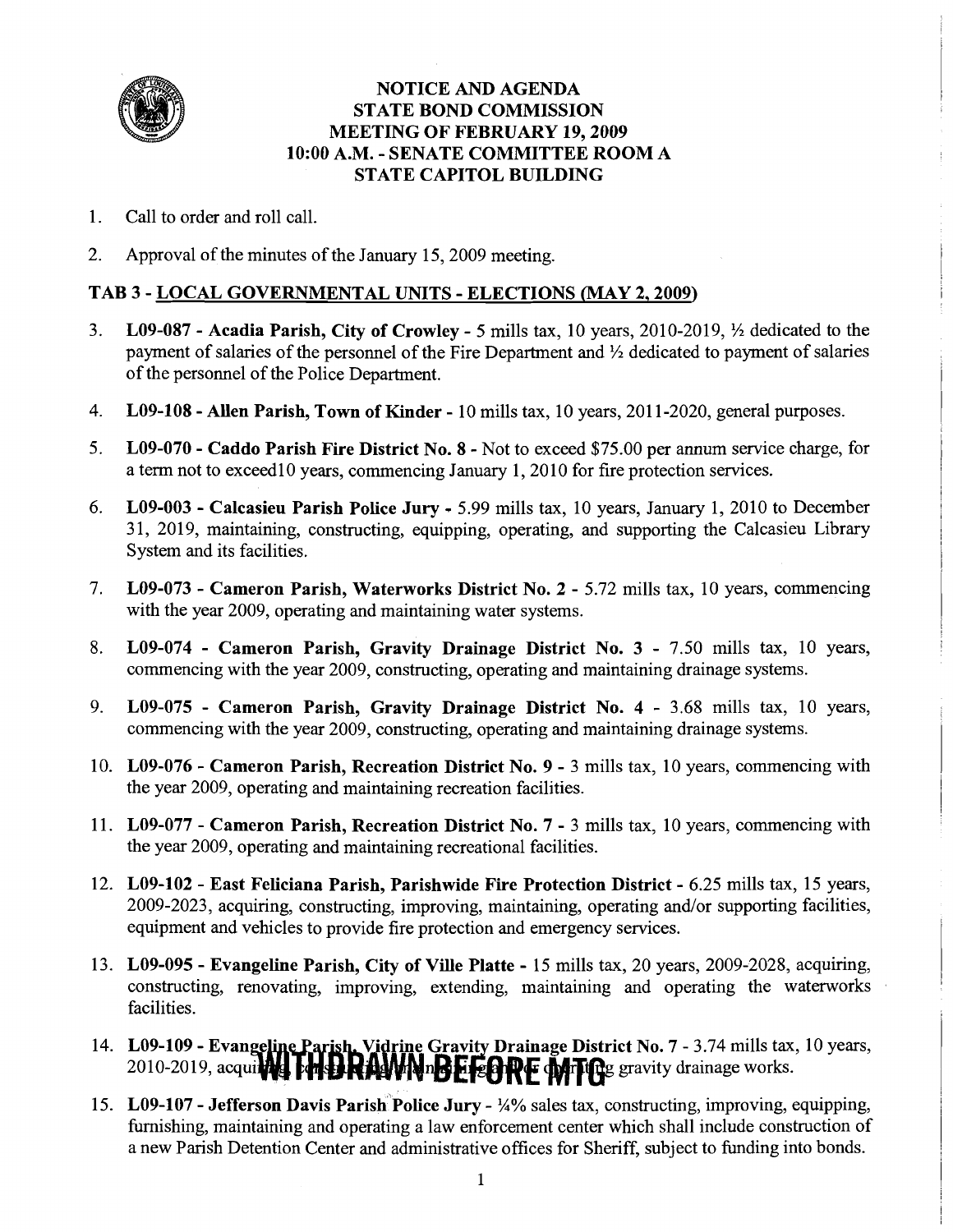# NOTICE AND AGENDA
# STATE BOND COMMISSION
# MEETING OF FEBRUARY 19, 2009
# 10:00 A.M. - SENATE COMMITTEE ROOM A
# STATE CAPITOL BUILDING

1. Call to order and roll call.

2. Approval of the minutes of the January 15, 2009 meeting.

## TAB 3 - LOCAL GOVERNMENTAL UNITS - ELECTIONS (MAY 2, 2009)

3. **L09-087 - Acadia Parish, City of Crowley** - 5 mills tax, 10 years, 2010-2019, ½ dedicated to the payment of salaries of the personnel of the Fire Department and ½ dedicated to payment of salaries of the personnel of the Police Department.

4. **L09-108 - Allen Parish, Town of Kinder** - 10 mills tax, 10 years, 2011-2020, general purposes.

5. **L09-070 - Caddo Parish Fire District No. 8** - Not to exceed $75.00 per annum service charge, for a term not to exceed10 years, commencing January 1, 2010 for fire protection services.

6. **L09-003 - Calcasieu Parish Police Jury** - 5.99 mills tax, 10 years, January 1, 2010 to December 31, 2019, maintaining, constructing, equipping, operating, and supporting the Calcasieu Library System and its facilities.

7. **L09-073 - Cameron Parish, Waterworks District No. 2** - 5.72 mills tax, 10 years, commencing with the year 2009, operating and maintaining water systems.

8. **L09-074 - Cameron Parish, Gravity Drainage District No. 3** - 7.50 mills tax, 10 years, commencing with the year 2009, constructing, operating and maintaining drainage systems.

9. **L09-075 - Cameron Parish, Gravity Drainage District No. 4** - 3.68 mills tax, 10 years, commencing with the year 2009, constructing, operating and maintaining drainage systems.

10. **L09-076 - Cameron Parish, Recreation District No. 9** - 3 mills tax, 10 years, commencing with the year 2009, operating and maintaining recreation facilities.

11. **L09-077 - Cameron Parish, Recreation District No. 7** - 3 mills tax, 10 years, commencing with the year 2009, operating and maintaining recreational facilities.

12. **L09-102 - East Feliciana Parish, Parishwide Fire Protection District** - 6.25 mills tax, 15 years, 2009-2023, acquiring, constructing, improving, maintaining, operating and/or supporting facilities, equipment and vehicles to provide fire protection and emergency services.

13. **L09-095 - Evangeline Parish, City of Ville Platte** - 15 mills tax, 20 years, 2009-2028, acquiring, constructing, renovating, improving, extending, maintaining and operating the waterworks facilities.

14. **L09-109 - Evangeline Parish, Vidrine Gravity Drainage District No. 7** - 3.74 mills tax, 10 years, 2010-2019, acquiring, constructing, maintaining and/or operating gravity drainage works. **WITHDRAWN BEFORE MTG**

15. **L09-107 - Jefferson Davis Parish Police Jury** - ¼% sales tax, constructing, improving, equipping, furnishing, maintaining and operating a law enforcement center which shall include construction of a new Parish Detention Center and administrative offices for Sheriff, subject to funding into bonds.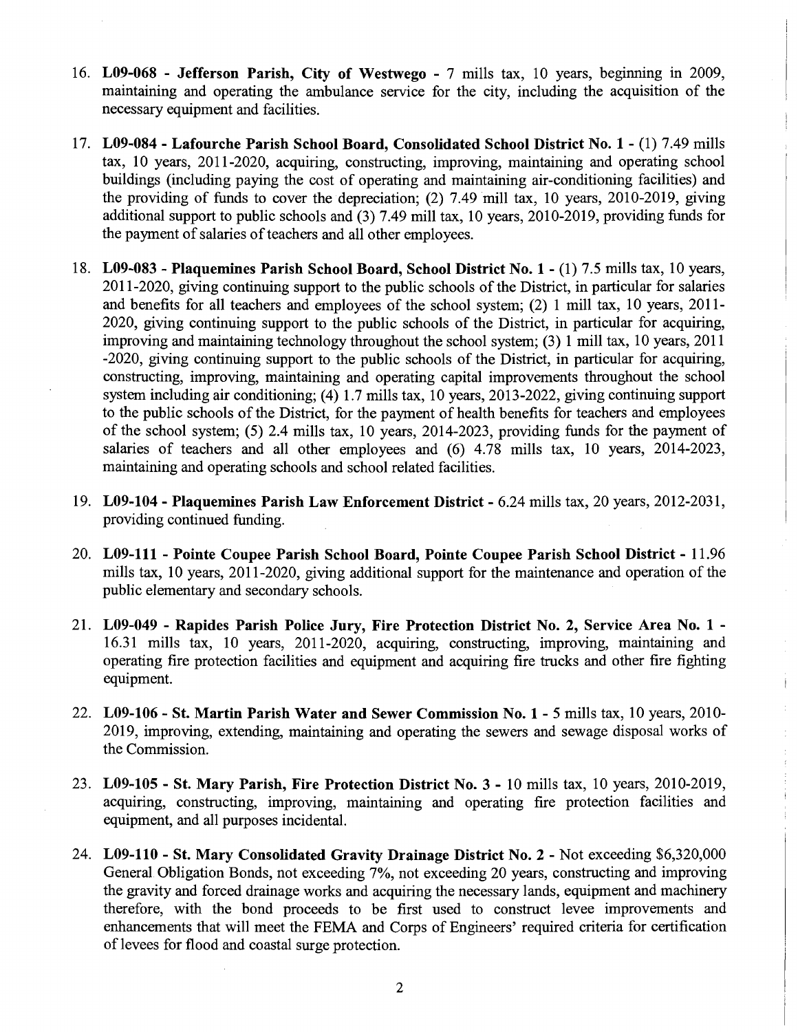16. **L09-068 - Jefferson Parish, City of Westwego** - 7 mills tax, 10 years, beginning in 2009, maintaining and operating the ambulance service for the city, including the acquisition of the necessary equipment and facilities.

17. **L09-084 - Lafourche Parish School Board, Consolidated School District No. 1** - (1) 7.49 mills tax, 10 years, 2011-2020, acquiring, constructing, improving, maintaining and operating school buildings (including paying the cost of operating and maintaining air-conditioning facilities) and the providing of funds to cover the depreciation; (2) 7.49 mill tax, 10 years, 2010-2019, giving additional support to public schools and (3) 7.49 mill tax, 10 years, 2010-2019, providing funds for the payment of salaries of teachers and all other employees.

18. **L09-083 - Plaquemines Parish School Board, School District No. 1** - (1) 7.5 mills tax, 10 years, 2011-2020, giving continuing support to the public schools of the District, in particular for salaries and benefits for all teachers and employees of the school system; (2) 1 mill tax, 10 years, 2011-2020, giving continuing support to the public schools of the District, in particular for acquiring, improving and maintaining technology throughout the school system; (3) 1 mill tax, 10 years, 2011-2020, giving continuing support to the public schools of the District, in particular for acquiring, constructing, improving, maintaining and operating capital improvements throughout the school system including air conditioning; (4) 1.7 mills tax, 10 years, 2013-2022, giving continuing support to the public schools of the District, for the payment of health benefits for teachers and employees of the school system; (5) 2.4 mills tax, 10 years, 2014-2023, providing funds for the payment of salaries of teachers and all other employees and (6) 4.78 mills tax, 10 years, 2014-2023, maintaining and operating schools and school related facilities.

19. **L09-104 - Plaquemines Parish Law Enforcement District** - 6.24 mills tax, 20 years, 2012-2031, providing continued funding.

20. **L09-111 - Pointe Coupee Parish School Board, Pointe Coupee Parish School District** - 11.96 mills tax, 10 years, 2011-2020, giving additional support for the maintenance and operation of the public elementary and secondary schools.

21. **L09-049 - Rapides Parish Police Jury, Fire Protection District No. 2, Service Area No. 1** - 16.31 mills tax, 10 years, 2011-2020, acquiring, constructing, improving, maintaining and operating fire protection facilities and equipment and acquiring fire trucks and other fire fighting equipment.

22. **L09-106 - St. Martin Parish Water and Sewer Commission No. 1** - 5 mills tax, 10 years, 2010-2019, improving, extending, maintaining and operating the sewers and sewage disposal works of the Commission.

23. **L09-105 - St. Mary Parish, Fire Protection District No. 3** - 10 mills tax, 10 years, 2010-2019, acquiring, constructing, improving, maintaining and operating fire protection facilities and equipment, and all purposes incidental.

24. **L09-110 - St. Mary Consolidated Gravity Drainage District No. 2** - Not exceeding $6,320,000 General Obligation Bonds, not exceeding 7%, not exceeding 20 years, constructing and improving the gravity and forced drainage works and acquiring the necessary lands, equipment and machinery therefore, with the bond proceeds to be first used to construct levee improvements and enhancements that will meet the FEMA and Corps of Engineers' required criteria for certification of levees for flood and coastal surge protection.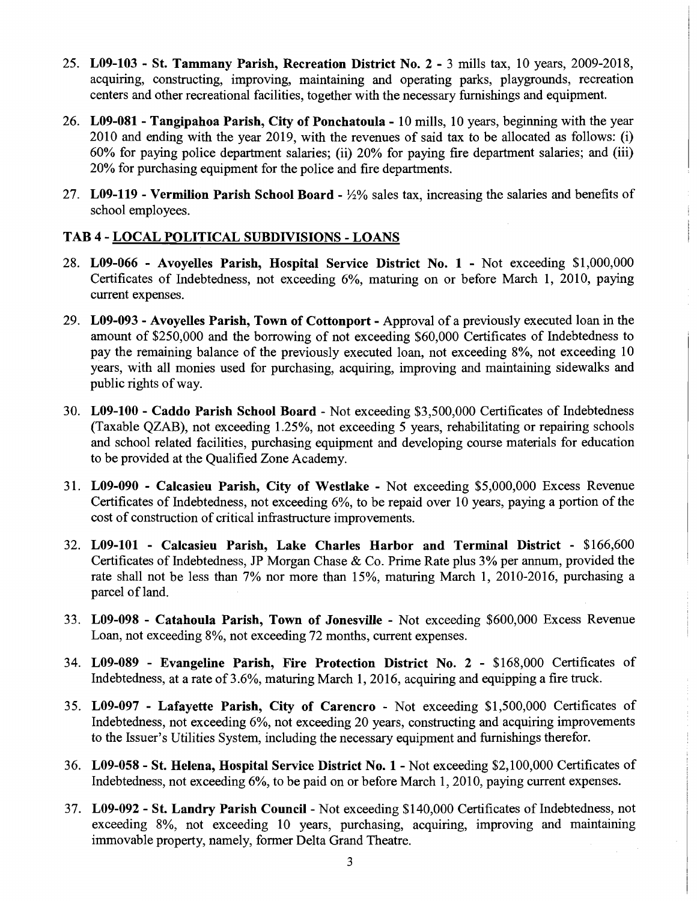25. **L09-103 - St. Tammany Parish, Recreation District No. 2 -** 3 mills tax, 10 years, 2009-2018, acquiring, constructing, improving, maintaining and operating parks, playgrounds, recreation centers and other recreational facilities, together with the necessary furnishings and equipment.

26. **L09-081 - Tangipahoa Parish, City of Ponchatoula -** 10 mills, 10 years, beginning with the year 2010 and ending with the year 2019, with the revenues of said tax to be allocated as follows: (i) 60% for paying police department salaries; (ii) 20% for paying fire department salaries; and (iii) 20% for purchasing equipment for the police and fire departments.

27. **L09-119 - Vermilion Parish School Board -** ½% sales tax, increasing the salaries and benefits of school employees.

## TAB 4 - LOCAL POLITICAL SUBDIVISIONS - LOANS

28. **L09-066 - Avoyelles Parish, Hospital Service District No. 1 -** Not exceeding $1,000,000 Certificates of Indebtedness, not exceeding 6%, maturing on or before March 1, 2010, paying current expenses.

29. **L09-093 - Avoyelles Parish, Town of Cottonport -** Approval of a previously executed loan in the amount of $250,000 and the borrowing of not exceeding $60,000 Certificates of Indebtedness to pay the remaining balance of the previously executed loan, not exceeding 8%, not exceeding 10 years, with all monies used for purchasing, acquiring, improving and maintaining sidewalks and public rights of way.

30. **L09-100 - Caddo Parish School Board** - Not exceeding $3,500,000 Certificates of Indebtedness (Taxable QZAB), not exceeding 1.25%, not exceeding 5 years, rehabilitating or repairing schools and school related facilities, purchasing equipment and developing course materials for education to be provided at the Qualified Zone Academy.

31. **L09-090 - Calcasieu Parish, City of Westlake -** Not exceeding $5,000,000 Excess Revenue Certificates of Indebtedness, not exceeding 6%, to be repaid over 10 years, paying a portion of the cost of construction of critical infrastructure improvements.

32. **L09-101 - Calcasieu Parish, Lake Charles Harbor and Terminal District** - $166,600 Certificates of Indebtedness, JP Morgan Chase & Co. Prime Rate plus 3% per annum, provided the rate shall not be less than 7% nor more than 15%, maturing March 1, 2010-2016, purchasing a parcel of land.

33. **L09-098 - Catahoula Parish, Town of Jonesville** - Not exceeding $600,000 Excess Revenue Loan, not exceeding 8%, not exceeding 72 months, current expenses.

34. **L09-089 - Evangeline Parish, Fire Protection District No. 2 -** $168,000 Certificates of Indebtedness, at a rate of 3.6%, maturing March 1, 2016, acquiring and equipping a fire truck.

35. **L09-097 - Lafayette Parish, City of Carencro** - Not exceeding $1,500,000 Certificates of Indebtedness, not exceeding 6%, not exceeding 20 years, constructing and acquiring improvements to the Issuer's Utilities System, including the necessary equipment and furnishings therefor.

36. **L09-058 - St. Helena, Hospital Service District No. 1 -** Not exceeding $2,100,000 Certificates of Indebtedness, not exceeding 6%, to be paid on or before March 1, 2010, paying current expenses.

37. **L09-092 - St. Landry Parish Council** - Not exceeding $140,000 Certificates of Indebtedness, not exceeding 8%, not exceeding 10 years, purchasing, acquiring, improving and maintaining immovable property, namely, former Delta Grand Theatre.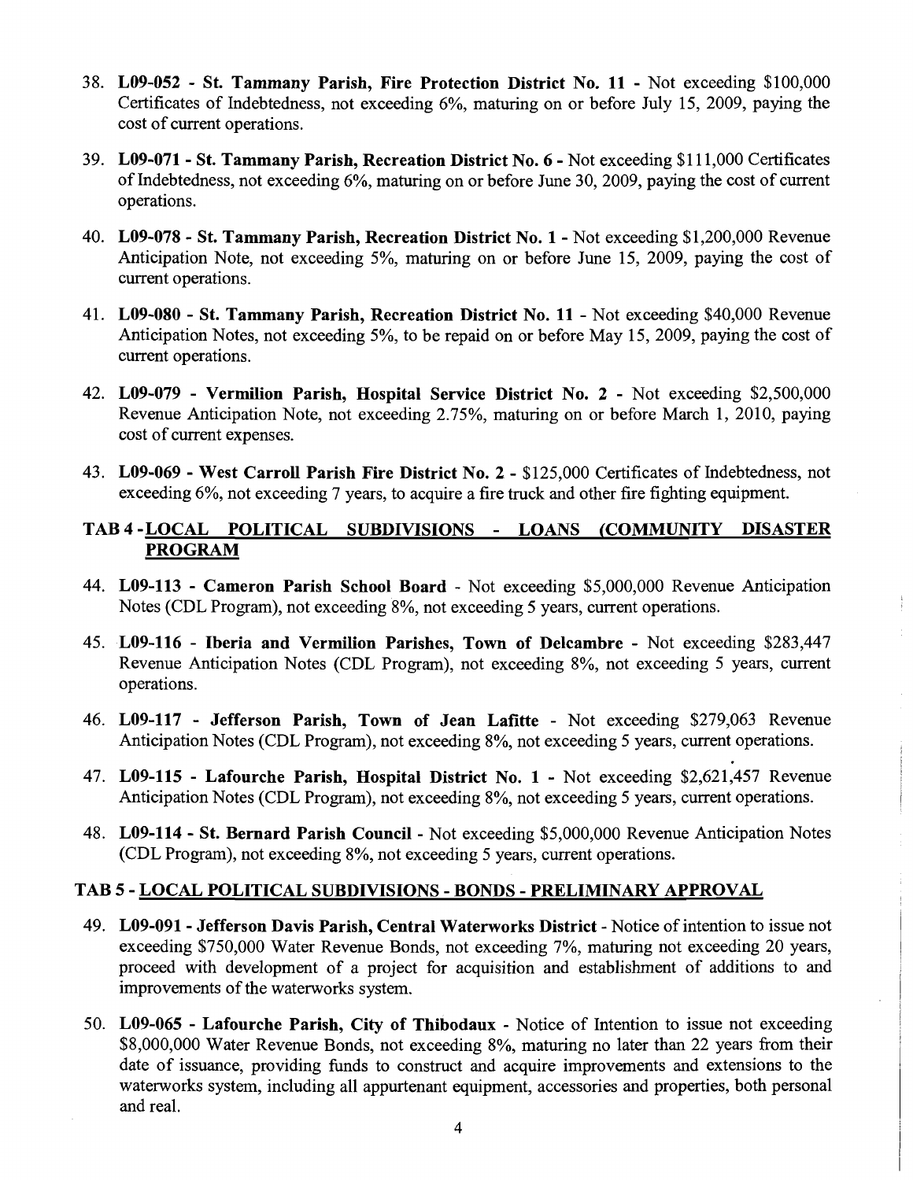38. **L09-052 - St. Tammany Parish, Fire Protection District No. 11 -** Not exceeding $100,000 Certificates of Indebtedness, not exceeding 6%, maturing on or before July 15, 2009, paying the cost of current operations.

39. **L09-071 - St. Tammany Parish, Recreation District No. 6 -** Not exceeding $111,000 Certificates of Indebtedness, not exceeding 6%, maturing on or before June 30, 2009, paying the cost of current operations.

40. **L09-078 - St. Tammany Parish, Recreation District No. 1 -** Not exceeding $1,200,000 Revenue Anticipation Note, not exceeding 5%, maturing on or before June 15, 2009, paying the cost of current operations.

41. **L09-080 - St. Tammany Parish, Recreation District No. 11** - Not exceeding $40,000 Revenue Anticipation Notes, not exceeding 5%, to be repaid on or before May 15, 2009, paying the cost of current operations.

42. **L09-079 - Vermilion Parish, Hospital Service District No. 2 -** Not exceeding $2,500,000 Revenue Anticipation Note, not exceeding 2.75%, maturing on or before March 1, 2010, paying cost of current expenses.

43. **L09-069 - West Carroll Parish Fire District No. 2 -** $125,000 Certificates of Indebtedness, not exceeding 6%, not exceeding 7 years, to acquire a fire truck and other fire fighting equipment.

## TAB 4 - LOCAL POLITICAL SUBDIVISIONS - LOANS (COMMUNITY DISASTER PROGRAM

44. **L09-113 - Cameron Parish School Board** - Not exceeding $5,000,000 Revenue Anticipation Notes (CDL Program), not exceeding 8%, not exceeding 5 years, current operations.

45. **L09-116 - Iberia and Vermilion Parishes, Town of Delcambre -** Not exceeding $283,447 Revenue Anticipation Notes (CDL Program), not exceeding 8%, not exceeding 5 years, current operations.

46. **L09-117 - Jefferson Parish, Town of Jean Lafitte** - Not exceeding $279,063 Revenue Anticipation Notes (CDL Program), not exceeding 8%, not exceeding 5 years, current operations.

47. **L09-115 - Lafourche Parish, Hospital District No. 1 -** Not exceeding $2,621,457 Revenue Anticipation Notes (CDL Program), not exceeding 8%, not exceeding 5 years, current operations.

48. **L09-114 - St. Bernard Parish Council -** Not exceeding $5,000,000 Revenue Anticipation Notes (CDL Program), not exceeding 8%, not exceeding 5 years, current operations.

## TAB 5 - LOCAL POLITICAL SUBDIVISIONS - BONDS - PRELIMINARY APPROVAL

49. **L09-091 - Jefferson Davis Parish, Central Waterworks District** - Notice of intention to issue not exceeding $750,000 Water Revenue Bonds, not exceeding 7%, maturing not exceeding 20 years, proceed with development of a project for acquisition and establishment of additions to and improvements of the waterworks system.

50. **L09-065 - Lafourche Parish, City of Thibodaux -** Notice of Intention to issue not exceeding $8,000,000 Water Revenue Bonds, not exceeding 8%, maturing no later than 22 years from their date of issuance, providing funds to construct and acquire improvements and extensions to the waterworks system, including all appurtenant equipment, accessories and properties, both personal and real.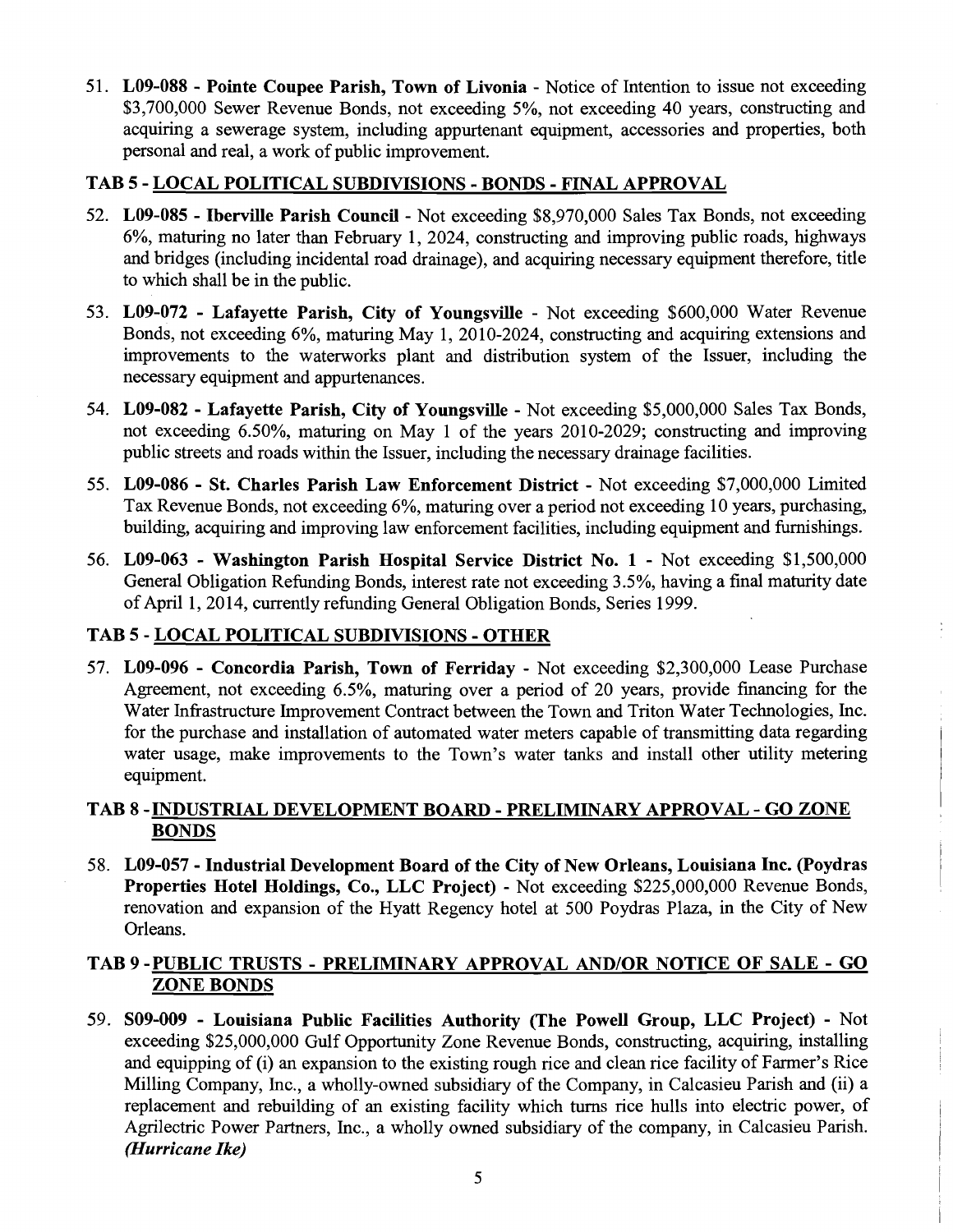51. **L09-088 - Pointe Coupee Parish, Town of Livonia** - Notice of Intention to issue not exceeding $3,700,000 Sewer Revenue Bonds, not exceeding 5%, not exceeding 40 years, constructing and acquiring a sewerage system, including appurtenant equipment, accessories and properties, both personal and real, a work of public improvement.

## TAB 5 - LOCAL POLITICAL SUBDIVISIONS - BONDS - FINAL APPROVAL

52. **L09-085 - Iberville Parish Council** - Not exceeding $8,970,000 Sales Tax Bonds, not exceeding 6%, maturing no later than February 1, 2024, constructing and improving public roads, highways and bridges (including incidental road drainage), and acquiring necessary equipment therefore, title to which shall be in the public.

53. **L09-072 - Lafayette Parish, City of Youngsville** - Not exceeding $600,000 Water Revenue Bonds, not exceeding 6%, maturing May 1, 2010-2024, constructing and acquiring extensions and improvements to the waterworks plant and distribution system of the Issuer, including the necessary equipment and appurtenances.

54. **L09-082 - Lafayette Parish, City of Youngsville** - Not exceeding $5,000,000 Sales Tax Bonds, not exceeding 6.50%, maturing on May 1 of the years 2010-2029; constructing and improving public streets and roads within the Issuer, including the necessary drainage facilities.

55. **L09-086 - St. Charles Parish Law Enforcement District** - Not exceeding $7,000,000 Limited Tax Revenue Bonds, not exceeding 6%, maturing over a period not exceeding 10 years, purchasing, building, acquiring and improving law enforcement facilities, including equipment and furnishings.

56. **L09-063 - Washington Parish Hospital Service District No. 1** - Not exceeding $1,500,000 General Obligation Refunding Bonds, interest rate not exceeding 3.5%, having a final maturity date of April 1, 2014, currently refunding General Obligation Bonds, Series 1999.

## TAB 5 - LOCAL POLITICAL SUBDIVISIONS - OTHER

57. **L09-096 - Concordia Parish, Town of Ferriday** - Not exceeding $2,300,000 Lease Purchase Agreement, not exceeding 6.5%, maturing over a period of 20 years, provide financing for the Water Infrastructure Improvement Contract between the Town and Triton Water Technologies, Inc. for the purchase and installation of automated water meters capable of transmitting data regarding water usage, make improvements to the Town's water tanks and install other utility metering equipment.

## TAB 8 - INDUSTRIAL DEVELOPMENT BOARD - PRELIMINARY APPROVAL - GO ZONE BONDS

58. **L09-057 - Industrial Development Board of the City of New Orleans, Louisiana Inc. (Poydras Properties Hotel Holdings, Co., LLC Project)** - Not exceeding $225,000,000 Revenue Bonds, renovation and expansion of the Hyatt Regency hotel at 500 Poydras Plaza, in the City of New Orleans.

## TAB 9 - PUBLIC TRUSTS - PRELIMINARY APPROVAL AND/OR NOTICE OF SALE - GO ZONE BONDS

59. **S09-009 - Louisiana Public Facilities Authority (The Powell Group, LLC Project)** - Not exceeding $25,000,000 Gulf Opportunity Zone Revenue Bonds, constructing, acquiring, installing and equipping of (i) an expansion to the existing rough rice and clean rice facility of Farmer's Rice Milling Company, Inc., a wholly-owned subsidiary of the Company, in Calcasieu Parish and (ii) a replacement and rebuilding of an existing facility which turns rice hulls into electric power, of Agrilectric Power Partners, Inc., a wholly owned subsidiary of the company, in Calcasieu Parish. ***(Hurricane Ike)***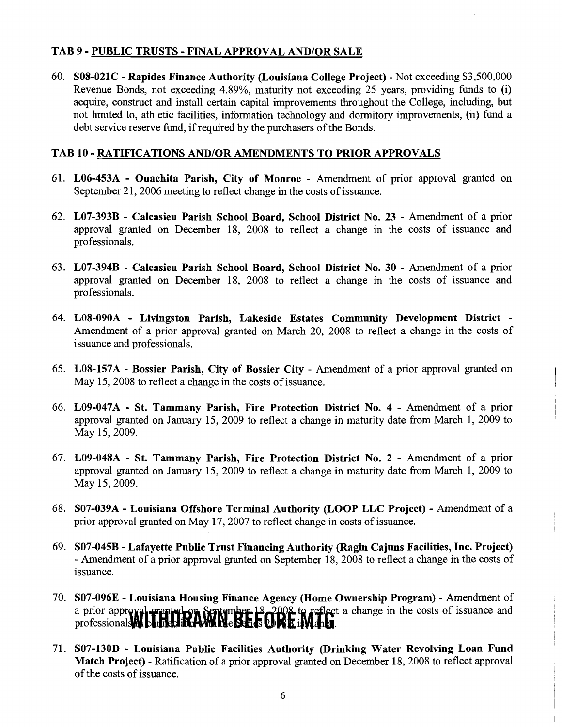### TAB 9 - PUBLIC TRUSTS - FINAL APPROVAL AND/OR SALE

60. **S08-021C - Rapides Finance Authority (Louisiana College Project)** - Not exceeding $3,500,000 Revenue Bonds, not exceeding 4.89%, maturity not exceeding 25 years, providing funds to (i) acquire, construct and install certain capital improvements throughout the College, including, but not limited to, athletic facilities, information technology and dormitory improvements, (ii) fund a debt service reserve fund, if required by the purchasers of the Bonds.

### TAB 10 - RATIFICATIONS AND/OR AMENDMENTS TO PRIOR APPROVALS

61. **L06-453A - Ouachita Parish, City of Monroe** - Amendment of prior approval granted on September 21, 2006 meeting to reflect change in the costs of issuance.

62. **L07-393B - Calcasieu Parish School Board, School District No. 23** - Amendment of a prior approval granted on December 18, 2008 to reflect a change in the costs of issuance and professionals.

63. **L07-394B** - **Calcasieu Parish School Board, School District No. 30** - Amendment of a prior approval granted on December 18, 2008 to reflect a change in the costs of issuance and professionals.

64. **L08-090A - Livingston Parish, Lakeside Estates Community Development District** - Amendment of a prior approval granted on March 20, 2008 to reflect a change in the costs of issuance and professionals.

65. **L08-157A - Bossier Parish, City of Bossier City** - Amendment of a prior approval granted on May 15, 2008 to reflect a change in the costs of issuance.

66. **L09-047A - St. Tammany Parish, Fire Protection District No. 4** - Amendment of a prior approval granted on January 15, 2009 to reflect a change in maturity date from March 1, 2009 to May 15, 2009.

67. **L09-048A - St. Tammany Parish, Fire Protection District No. 2** - Amendment of a prior approval granted on January 15, 2009 to reflect a change in maturity date from March 1, 2009 to May 15, 2009.

68. **S07-039A - Louisiana Offshore Terminal Authority (LOOP LLC Project)** - Amendment of a prior approval granted on May 17, 2007 to reflect change in costs of issuance.

69. **S07-045B - Lafayette Public Trust Financing Authority (Ragin Cajuns Facilities, Inc. Project)** - Amendment of a prior approval granted on September 18, 2008 to reflect a change in the costs of issuance.

70. **S07-096E - Louisiana Housing Finance Agency (Home Ownership Program)** - Amendment of a prior approval granted on September 18, 2008 to reflect a change in the costs of issuance and professionals in connection with the Series 2008 issuance. **WITHDRAWN BEFORE MTG**

71. **S07-130D - Louisiana Public Facilities Authority (Drinking Water Revolving Loan Fund Match Project)** - Ratification of a prior approval granted on December 18, 2008 to reflect approval of the costs of issuance.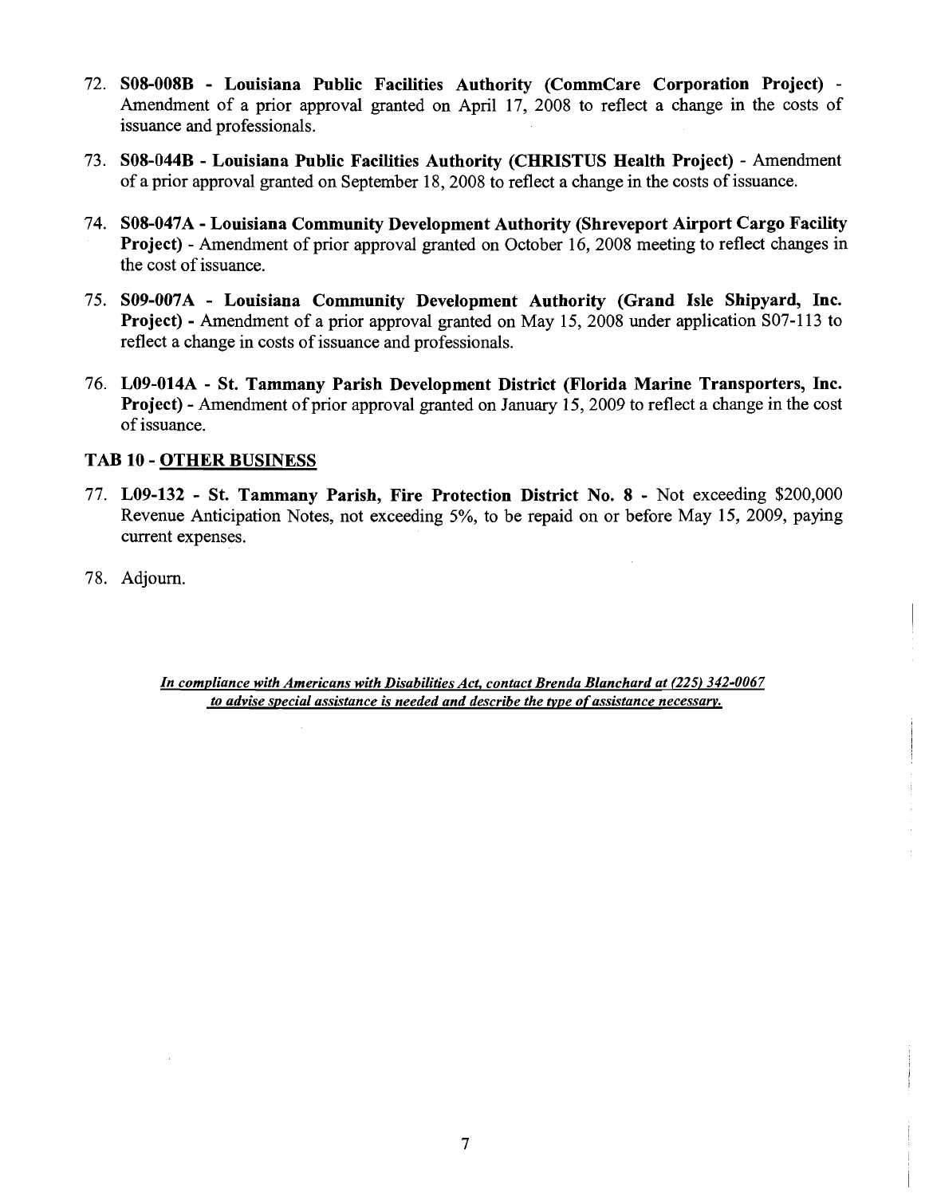72. **S08-008B - Louisiana Public Facilities Authority (CommCare Corporation Project)** - Amendment of a prior approval granted on April 17, 2008 to reflect a change in the costs of issuance and professionals.

73. **S08-044B - Louisiana Public Facilities Authority (CHRISTUS Health Project)** - Amendment of a prior approval granted on September 18, 2008 to reflect a change in the costs of issuance.

74. **S08-047A - Louisiana Community Development Authority (Shreveport Airport Cargo Facility Project)** - Amendment of prior approval granted on October 16, 2008 meeting to reflect changes in the cost of issuance.

75. **S09-007A - Louisiana Community Development Authority (Grand Isle Shipyard, Inc. Project)** - Amendment of a prior approval granted on May 15, 2008 under application S07-113 to reflect a change in costs of issuance and professionals.

76. **L09-014A - St. Tammany Parish Development District (Florida Marine Transporters, Inc. Project)** - Amendment of prior approval granted on January 15, 2009 to reflect a change in the cost of issuance.

### TAB 10 - OTHER BUSINESS

77. **L09-132 - St. Tammany Parish, Fire Protection District No. 8** - Not exceeding $200,000 Revenue Anticipation Notes, not exceeding 5%, to be repaid on or before May 15, 2009, paying current expenses.

78. Adjourn.

***In compliance with Americans with Disabilities Act, contact Brenda Blanchard at (225) 342-0067 to advise special assistance is needed and describe the type of assistance necessary.***